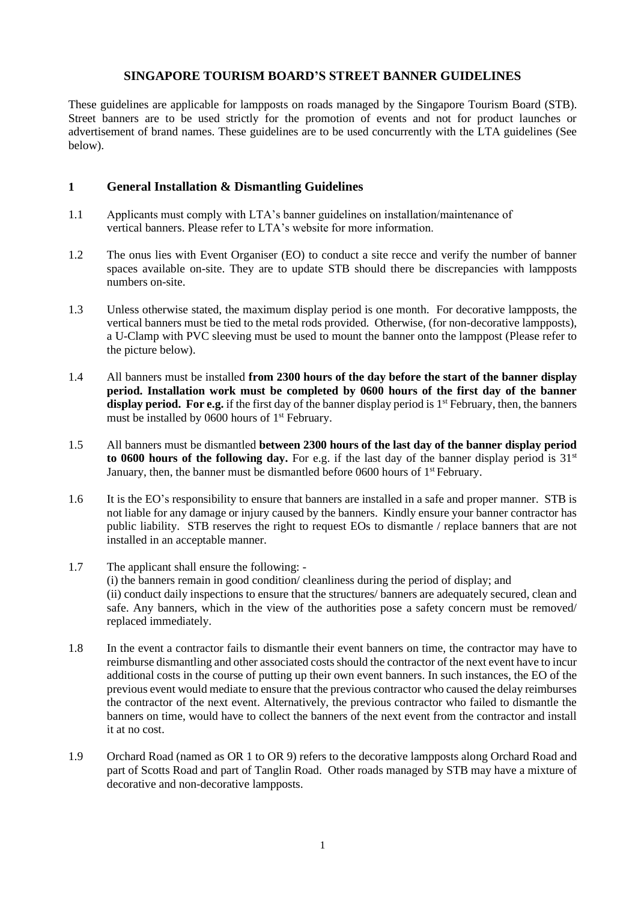# SINGAPORE TOURISM BOARD'S STREET BANNER GUIDELINES

These guidelines are applicable for lampposts on roads managed by the Singapore Tourism Board (STB). Street banners are to be used strictly for the promotion of events and not for product launches or advertisement of brand names. These guidelines are to be used concurrently with the LTA guidelines (See below).

## 1 General Installation & Dismantling Guidelines

1.1 Applicants must comply with LTA's banner guidelines on installation/maintenance of vertical banners. Please refer to LTA's website for more information.

1.2 The onus lies with Event Organiser (EO) to conduct a site recce and verify the number of banner spaces available on-site. They are to update STB should there be discrepancies with lampposts numbers on-site.

1.3 Unless otherwise stated, the maximum display period is one month. For decorative lampposts, the vertical banners must be tied to the metal rods provided. Otherwise, (for non-decorative lampposts), a U-Clamp with PVC sleeving must be used to mount the banner onto the lamppost (Please refer to the picture below).

1.4 All banners must be installed **from 2300 hours of the day before the start of the banner display period. Installation work must be completed by 0600 hours of the first day of the banner display period. For e.g.** if the first day of the banner display period is 1st February, then, the banners must be installed by 0600 hours of 1st February.

1.5 All banners must be dismantled **between 2300 hours of the last day of the banner display period to 0600 hours of the following day.** For e.g. if the last day of the banner display period is 31st January, then, the banner must be dismantled before 0600 hours of 1st February.

1.6 It is the EO's responsibility to ensure that banners are installed in a safe and proper manner. STB is not liable for any damage or injury caused by the banners. Kindly ensure your banner contractor has public liability. STB reserves the right to request EOs to dismantle / replace banners that are not installed in an acceptable manner.

1.7 The applicant shall ensure the following: -
(i) the banners remain in good condition/ cleanliness during the period of display; and
(ii) conduct daily inspections to ensure that the structures/ banners are adequately secured, clean and safe. Any banners, which in the view of the authorities pose a safety concern must be removed/ replaced immediately.

1.8 In the event a contractor fails to dismantle their event banners on time, the contractor may have to reimburse dismantling and other associated costs should the contractor of the next event have to incur additional costs in the course of putting up their own event banners. In such instances, the EO of the previous event would mediate to ensure that the previous contractor who caused the delay reimburses the contractor of the next event. Alternatively, the previous contractor who failed to dismantle the banners on time, would have to collect the banners of the next event from the contractor and install it at no cost.

1.9 Orchard Road (named as OR 1 to OR 9) refers to the decorative lampposts along Orchard Road and part of Scotts Road and part of Tanglin Road. Other roads managed by STB may have a mixture of decorative and non-decorative lampposts.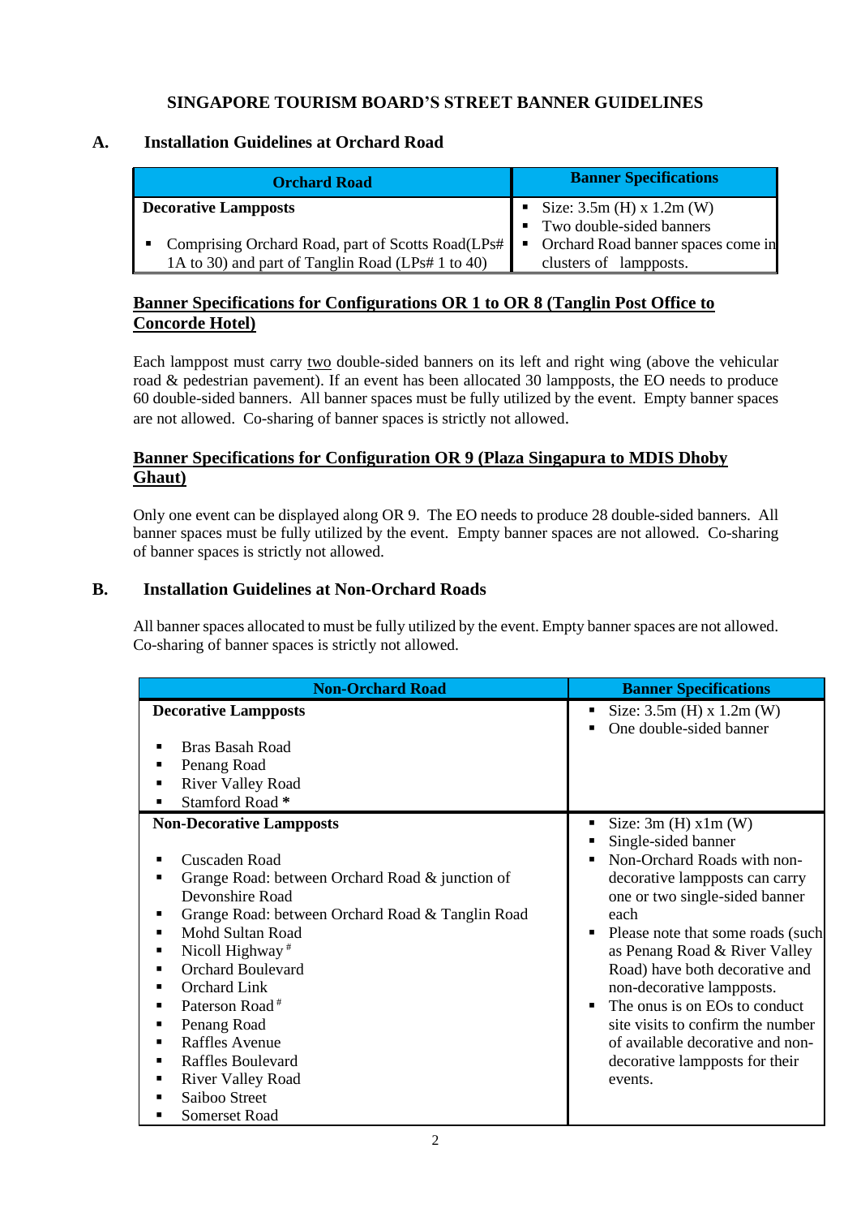# SINGAPORE TOURISM BOARD'S STREET BANNER GUIDELINES

## A. Installation Guidelines at Orchard Road

| Orchard Road | Banner Specifications |
|---|---|
| **Decorative Lampposts**<br><br>▪ Comprising Orchard Road, part of Scotts Road(LPs# 1A to 30) and part of Tanglin Road (LPs# 1 to 40) | ▪ Size: 3.5m (H) x 1.2m (W)<br>▪ Two double-sided banners<br>▪ Orchard Road banner spaces come in clusters of lampposts. |

**<u>Banner Specifications for Configurations OR 1 to OR 8 (Tanglin Post Office to Concorde Hotel)</u>**

Each lamppost must carry <u>two</u> double-sided banners on its left and right wing (above the vehicular road & pedestrian pavement). If an event has been allocated 30 lampposts, the EO needs to produce 60 double-sided banners. All banner spaces must be fully utilized by the event. Empty banner spaces are not allowed. Co-sharing of banner spaces is strictly not allowed.

**<u>Banner Specifications for Configuration OR 9 (Plaza Singapura to MDIS Dhoby Ghaut)</u>**

Only one event can be displayed along OR 9. The EO needs to produce 28 double-sided banners. All banner spaces must be fully utilized by the event. Empty banner spaces are not allowed. Co-sharing of banner spaces is strictly not allowed.

## B. Installation Guidelines at Non-Orchard Roads

All banner spaces allocated to must be fully utilized by the event. Empty banner spaces are not allowed. Co-sharing of banner spaces is strictly not allowed.

| Non-Orchard Road | Banner Specifications |
|---|---|
| **Decorative Lampposts**<br><br>▪ Bras Basah Road<br>▪ Penang Road<br>▪ River Valley Road<br>▪ Stamford Road **\*** | ▪ Size: 3.5m (H) x 1.2m (W)<br>▪ One double-sided banner |
| **Non-Decorative Lampposts**<br><br>▪ Cuscaden Road<br>▪ Grange Road: between Orchard Road & junction of Devonshire Road<br>▪ Grange Road: between Orchard Road & Tanglin Road<br>▪ Mohd Sultan Road<br>▪ Nicoll Highway [#]<br>▪ Orchard Boulevard<br>▪ Orchard Link<br>▪ Paterson Road [#]<br>▪ Penang Road<br>▪ Raffles Avenue<br>▪ Raffles Boulevard<br>▪ River Valley Road<br>▪ Saiboo Street<br>▪ Somerset Road | ▪ Size: 3m (H) x1m (W)<br>▪ Single-sided banner<br>▪ Non-Orchard Roads with non-decorative lampposts can carry one or two single-sided banner each<br>▪ Please note that some roads (such as Penang Road & River Valley Road) have both decorative and non-decorative lampposts.<br>▪ The onus is on EOs to conduct site visits to confirm the number of available decorative and non-decorative lampposts for their events. |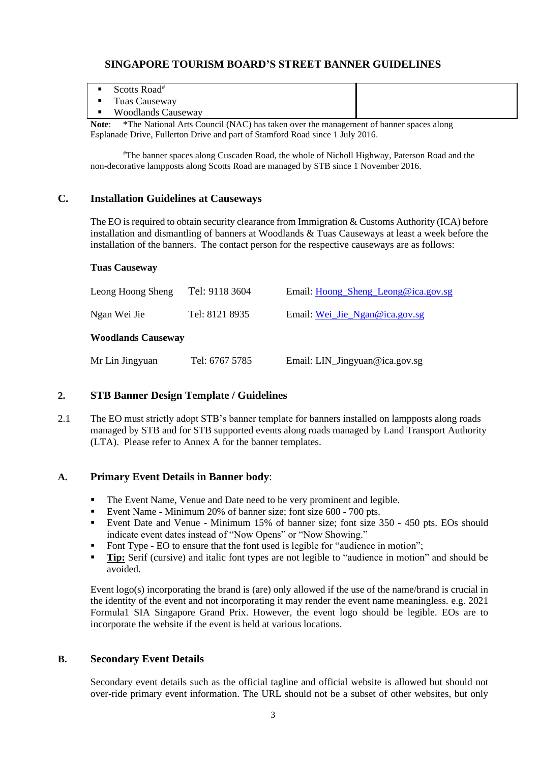# SINGAPORE TOURISM BOARD'S STREET BANNER GUIDELINES

| | |
|---|---|
| ▪ Scotts Road[#]<br>▪ Tuas Causeway<br>▪ Woodlands Causeway | |

**Note**: *The National Arts Council (NAC) has taken over the management of banner spaces along Esplanade Drive, Fullerton Drive and part of Stamford Road since 1 July 2016.

[#]The banner spaces along Cuscaden Road, the whole of Nicholl Highway, Paterson Road and the non-decorative lampposts along Scotts Road are managed by STB since 1 November 2016.

### C. Installation Guidelines at Causeways

The EO is required to obtain security clearance from Immigration & Customs Authority (ICA) before installation and dismantling of banners at Woodlands & Tuas Causeways at least a week before the installation of the banners. The contact person for the respective causeways are as follows:

**Tuas Causeway**

| | | |
|---|---|---|
| Leong Hoong Sheng | Tel: 9118 3604 | Email: Hoong_Sheng_Leong@ica.gov.sg |
| Ngan Wei Jie | Tel: 8121 8935 | Email: Wei_Jie_Ngan@ica.gov.sg |

**Woodlands Causeway**

| | | |
|---|---|---|
| Mr Lin Jingyuan | Tel: 6767 5785 | Email: LIN_Jingyuan@ica.gov.sg |

## 2. STB Banner Design Template / Guidelines

2.1 The EO must strictly adopt STB's banner template for banners installed on lampposts along roads managed by STB and for STB supported events along roads managed by Land Transport Authority (LTA). Please refer to Annex A for the banner templates.

### A. Primary Event Details in Banner body:

- The Event Name, Venue and Date need to be very prominent and legible.
- Event Name - Minimum 20% of banner size; font size 600 - 700 pts.
- Event Date and Venue - Minimum 15% of banner size; font size 350 - 450 pts. EOs should indicate event dates instead of "Now Opens" or "Now Showing."
- Font Type - EO to ensure that the font used is legible for "audience in motion";
- **Tip:** Serif (cursive) and italic font types are not legible to "audience in motion" and should be avoided.

Event logo(s) incorporating the brand is (are) only allowed if the use of the name/brand is crucial in the identity of the event and not incorporating it may render the event name meaningless. e.g. 2021 Formula1 SIA Singapore Grand Prix. However, the event logo should be legible. EOs are to incorporate the website if the event is held at various locations.

### B. Secondary Event Details

Secondary event details such as the official tagline and official website is allowed but should not over-ride primary event information. The URL should not be a subset of other websites, but only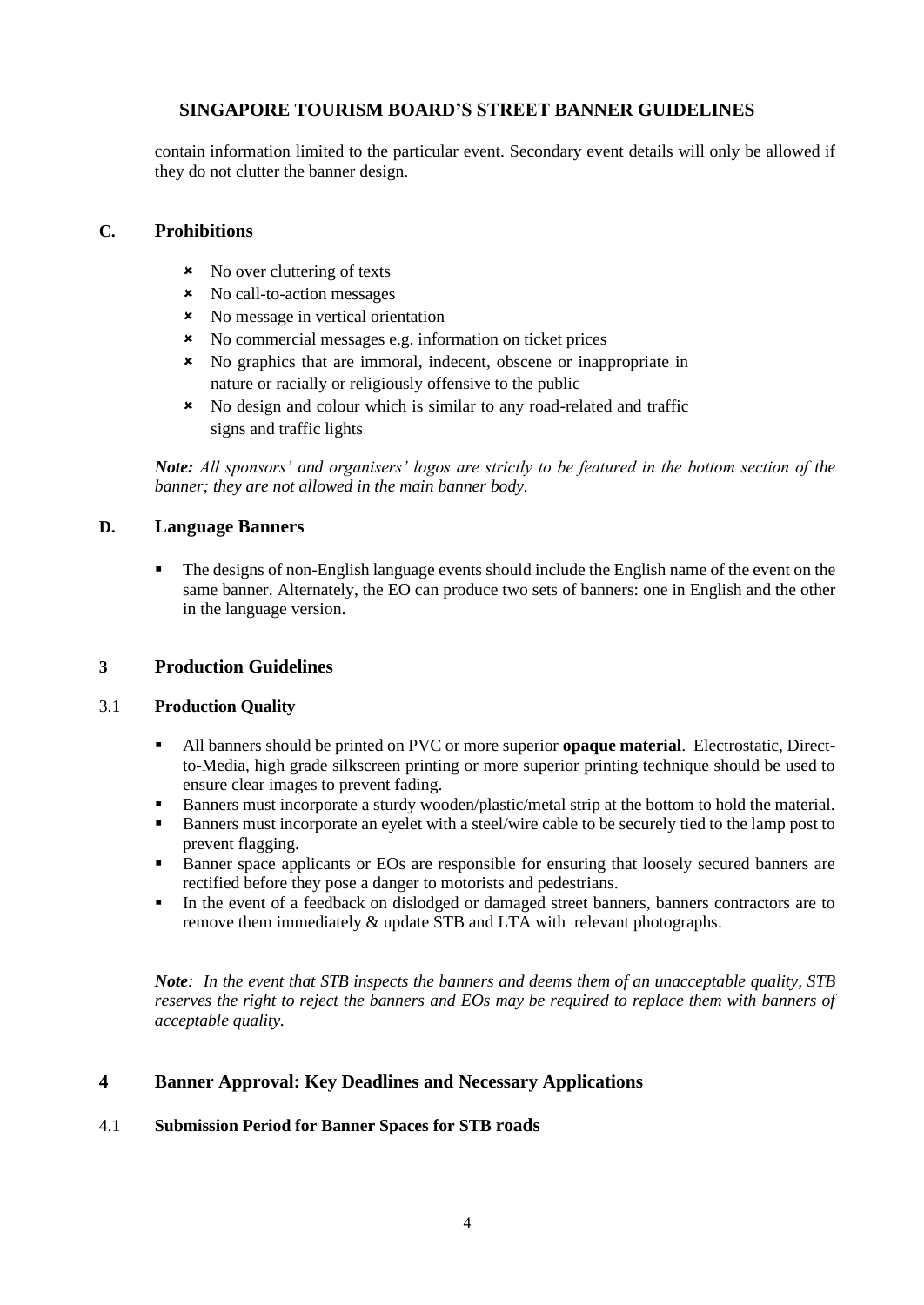contain information limited to the particular event. Secondary event details will only be allowed if they do not clutter the banner design.

## C. Prohibitions

- No over cluttering of texts
- No call-to-action messages
- No message in vertical orientation
- No commercial messages e.g. information on ticket prices
- No graphics that are immoral, indecent, obscene or inappropriate in nature or racially or religiously offensive to the public
- No design and colour which is similar to any road-related and traffic signs and traffic lights

***Note:*** *All sponsors' and organisers' logos are strictly to be featured in the bottom section of the banner; they are not allowed in the main banner body.*

## D. Language Banners

- The designs of non-English language events should include the English name of the event on the same banner. Alternately, the EO can produce two sets of banners: one in English and the other in the language version.

# 3 Production Guidelines

### 3.1 Production Quality

- All banners should be printed on PVC or more superior **opaque material**. Electrostatic, Direct-to-Media, high grade silkscreen printing or more superior printing technique should be used to ensure clear images to prevent fading.
- Banners must incorporate a sturdy wooden/plastic/metal strip at the bottom to hold the material.
- Banners must incorporate an eyelet with a steel/wire cable to be securely tied to the lamp post to prevent flagging.
- Banner space applicants or EOs are responsible for ensuring that loosely secured banners are rectified before they pose a danger to motorists and pedestrians.
- In the event of a feedback on dislodged or damaged street banners, banners contractors are to remove them immediately & update STB and LTA with relevant photographs.

***Note****: In the event that STB inspects the banners and deems them of an unacceptable quality, STB reserves the right to reject the banners and EOs may be required to replace them with banners of acceptable quality.*

# 4 Banner Approval: Key Deadlines and Necessary Applications

### 4.1 Submission Period for Banner Spaces for STB roads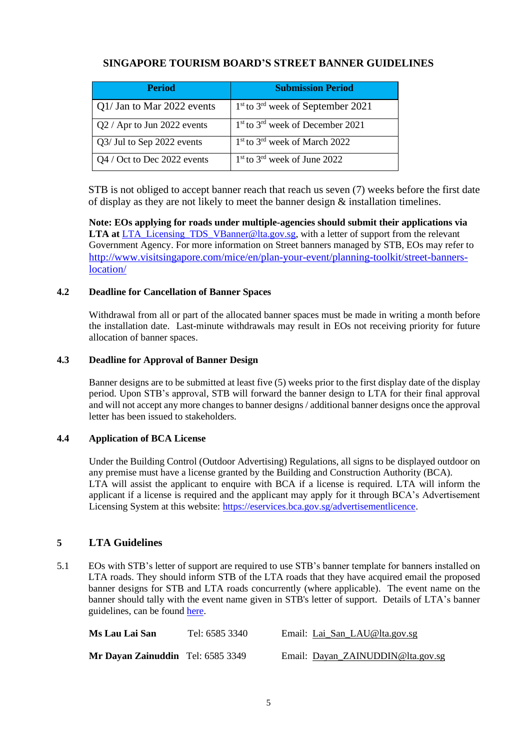**SINGAPORE TOURISM BOARD'S STREET BANNER GUIDELINES**

| Period | Submission Period |
|---|---|
| Q1/ Jan to Mar 2022 events | 1st to 3rd week of September 2021 |
| Q2 / Apr to Jun 2022 events | 1st to 3rd week of December 2021 |
| Q3/ Jul to Sep 2022 events | 1st to 3rd week of March 2022 |
| Q4 / Oct to Dec 2022 events | 1st to 3rd week of June 2022 |

STB is not obliged to accept banner reach that reach us seven (7) weeks before the first date of display as they are not likely to meet the banner design & installation timelines.

**Note: EOs applying for roads under multiple-agencies should submit their applications via LTA at** LTA_Licensing_TDS_VBanner@lta.gov.sg, with a letter of support from the relevant Government Agency. For more information on Street banners managed by STB, EOs may refer to http://www.visitsingapore.com/mice/en/plan-your-event/planning-toolkit/street-banners-location/

### 4.2 Deadline for Cancellation of Banner Spaces

Withdrawal from all or part of the allocated banner spaces must be made in writing a month before the installation date. Last-minute withdrawals may result in EOs not receiving priority for future allocation of banner spaces.

### 4.3 Deadline for Approval of Banner Design

Banner designs are to be submitted at least five (5) weeks prior to the first display date of the display period. Upon STB's approval, STB will forward the banner design to LTA for their final approval and will not accept any more changes to banner designs / additional banner designs once the approval letter has been issued to stakeholders.

### 4.4 Application of BCA License

Under the Building Control (Outdoor Advertising) Regulations, all signs to be displayed outdoor on any premise must have a license granted by the Building and Construction Authority (BCA).
LTA will assist the applicant to enquire with BCA if a license is required. LTA will inform the applicant if a license is required and the applicant may apply for it through BCA's Advertisement Licensing System at this website: https://eservices.bca.gov.sg/advertisementlicence.

## 5 LTA Guidelines

5.1 EOs with STB's letter of support are required to use STB's banner template for banners installed on LTA roads. They should inform STB of the LTA roads that they have acquired email the proposed banner designs for STB and LTA roads concurrently (where applicable). The event name on the banner should tally with the event name given in STB's letter of support. Details of LTA's banner guidelines, can be found here.

| | | |
|---|---|---|
| **Ms Lau Lai San** | Tel: 6585 3340 | Email: Lai_San_LAU@lta.gov.sg |
| **Mr Dayan Zainuddin** | Tel: 6585 3349 | Email: Dayan_ZAINUDDIN@lta.gov.sg |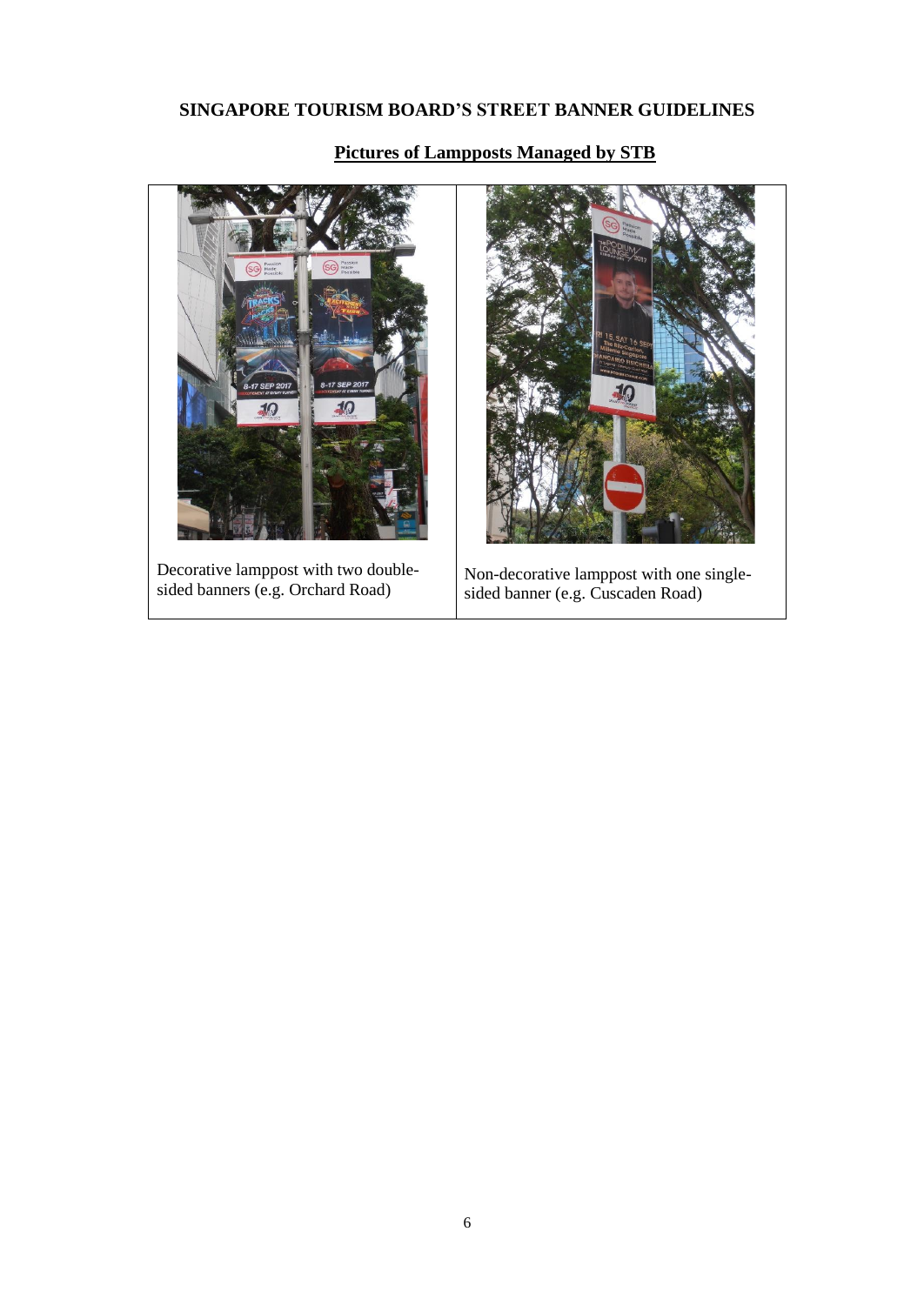# SINGAPORE TOURISM BOARD'S STREET BANNER GUIDELINES

## Pictures of Lampposts Managed by STB

| | |
|---|---|
| Decorative lamppost with two double-sided banners (e.g. Orchard Road) | Non-decorative lamppost with one single-sided banner (e.g. Cuscaden Road) |